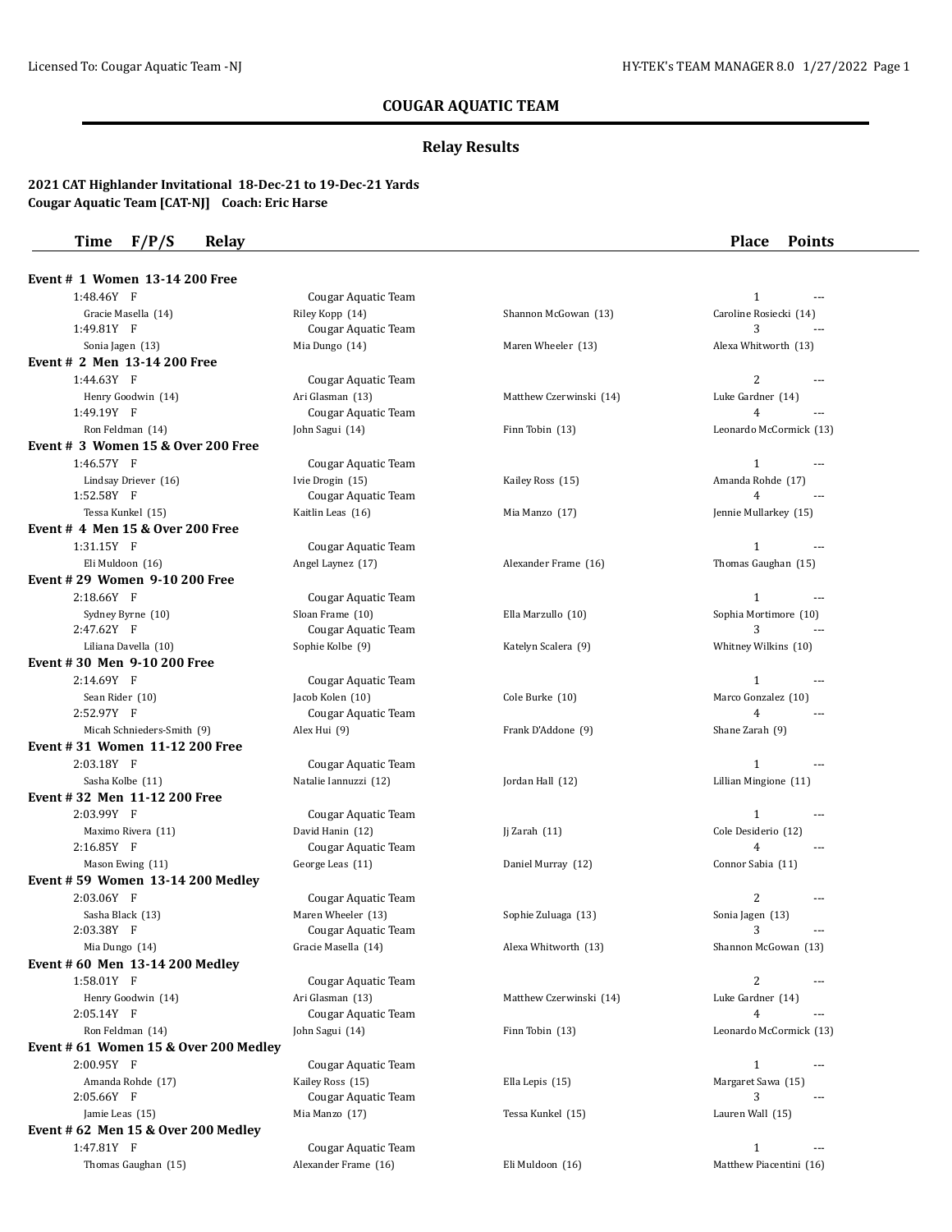## COUGAR AQUATIC TEAM

### Relay Results

**2021 CAT Highlander Invitational 18-Dec-21 to 19-Dec-21 Yards**
**Cougar Aquatic Team [CAT-NJ] Coach: Eric Harse**

| Time | F/P/S | Relay | | | Place | Points |
|---|---|---|---|---|---|---|

**Event # 1 Women 13-14 200 Free**

| Time | F/P/S | Relay | | | Place | Points |
|---|---|---|---|---|---|---|
| 1:48.46Y | F | Cougar Aquatic Team | | | 1 | --- |
| Gracie Masella (14) | | Riley Kopp (14) | Shannon McGowan (13) | Caroline Rosiecki (14) | | |
| 1:49.81Y | F | Cougar Aquatic Team | | | 3 | --- |
| Sonia Jagen (13) | | Mia Dungo (14) | Maren Wheeler (13) | Alexa Whitworth (13) | | |

**Event # 2 Men 13-14 200 Free**

| Time | F/P/S | Relay | | | Place | Points |
|---|---|---|---|---|---|---|
| 1:44.63Y | F | Cougar Aquatic Team | | | 2 | --- |
| Henry Goodwin (14) | | Ari Glasman (13) | Matthew Czerwinski (14) | Luke Gardner (14) | | |
| 1:49.19Y | F | Cougar Aquatic Team | | | 4 | --- |
| Ron Feldman (14) | | John Sagui (14) | Finn Tobin (13) | Leonardo McCormick (13) | | |

**Event # 3 Women 15 & Over 200 Free**

| Time | F/P/S | Relay | | | Place | Points |
|---|---|---|---|---|---|---|
| 1:46.57Y | F | Cougar Aquatic Team | | | 1 | --- |
| Lindsay Driever (16) | | Ivie Drogin (15) | Kailey Ross (15) | Amanda Rohde (17) | | |
| 1:52.58Y | F | Cougar Aquatic Team | | | 4 | --- |
| Tessa Kunkel (15) | | Kaitlin Leas (16) | Mia Manzo (17) | Jennie Mullarkey (15) | | |

**Event # 4 Men 15 & Over 200 Free**

| Time | F/P/S | Relay | | | Place | Points |
|---|---|---|---|---|---|---|
| 1:31.15Y | F | Cougar Aquatic Team | | | 1 | --- |
| Eli Muldoon (16) | | Angel Laynez (17) | Alexander Frame (16) | Thomas Gaughan (15) | | |

**Event # 29 Women 9-10 200 Free**

| Time | F/P/S | Relay | | | Place | Points |
|---|---|---|---|---|---|---|
| 2:18.66Y | F | Cougar Aquatic Team | | | 1 | --- |
| Sydney Byrne (10) | | Sloan Frame (10) | Ella Marzullo (10) | Sophia Mortimore (10) | | |
| 2:47.62Y | F | Cougar Aquatic Team | | | 3 | --- |
| Liliana Davella (10) | | Sophie Kolbe (9) | Katelyn Scalera (9) | Whitney Wilkins (10) | | |

**Event # 30 Men 9-10 200 Free**

| Time | F/P/S | Relay | | | Place | Points |
|---|---|---|---|---|---|---|
| 2:14.69Y | F | Cougar Aquatic Team | | | 1 | --- |
| Sean Rider (10) | | Jacob Kolen (10) | Cole Burke (10) | Marco Gonzalez (10) | | |
| 2:52.97Y | F | Cougar Aquatic Team | | | 4 | --- |
| Micah Schnieders-Smith (9) | | Alex Hui (9) | Frank D'Addone (9) | Shane Zarah (9) | | |

**Event # 31 Women 11-12 200 Free**

| Time | F/P/S | Relay | | | Place | Points |
|---|---|---|---|---|---|---|
| 2:03.18Y | F | Cougar Aquatic Team | | | 1 | --- |
| Sasha Kolbe (11) | | Natalie Iannuzzi (12) | Jordan Hall (12) | Lillian Mingione (11) | | |

**Event # 32 Men 11-12 200 Free**

| Time | F/P/S | Relay | | | Place | Points |
|---|---|---|---|---|---|---|
| 2:03.99Y | F | Cougar Aquatic Team | | | 1 | --- |
| Maximo Rivera (11) | | David Hanin (12) | Jj Zarah (11) | Cole Desiderio (12) | | |
| 2:16.85Y | F | Cougar Aquatic Team | | | 4 | --- |
| Mason Ewing (11) | | George Leas (11) | Daniel Murray (12) | Connor Sabia (11) | | |

**Event # 59 Women 13-14 200 Medley**

| Time | F/P/S | Relay | | | Place | Points |
|---|---|---|---|---|---|---|
| 2:03.06Y | F | Cougar Aquatic Team | | | 2 | --- |
| Sasha Black (13) | | Maren Wheeler (13) | Sophie Zuluaga (13) | Sonia Jagen (13) | | |
| 2:03.38Y | F | Cougar Aquatic Team | | | 3 | --- |
| Mia Dungo (14) | | Gracie Masella (14) | Alexa Whitworth (13) | Shannon McGowan (13) | | |

**Event # 60 Men 13-14 200 Medley**

| Time | F/P/S | Relay | | | Place | Points |
|---|---|---|---|---|---|---|
| 1:58.01Y | F | Cougar Aquatic Team | | | 2 | --- |
| Henry Goodwin (14) | | Ari Glasman (13) | Matthew Czerwinski (14) | Luke Gardner (14) | | |
| 2:05.14Y | F | Cougar Aquatic Team | | | 4 | --- |
| Ron Feldman (14) | | John Sagui (14) | Finn Tobin (13) | Leonardo McCormick (13) | | |

**Event # 61 Women 15 & Over 200 Medley**

| Time | F/P/S | Relay | | | Place | Points |
|---|---|---|---|---|---|---|
| 2:00.95Y | F | Cougar Aquatic Team | | | 1 | --- |
| Amanda Rohde (17) | | Kailey Ross (15) | Ella Lepis (15) | Margaret Sawa (15) | | |
| 2:05.66Y | F | Cougar Aquatic Team | | | 3 | --- |
| Jamie Leas (15) | | Mia Manzo (17) | Tessa Kunkel (15) | Lauren Wall (15) | | |

**Event # 62 Men 15 & Over 200 Medley**

| Time | F/P/S | Relay | | | Place | Points |
|---|---|---|---|---|---|---|
| 1:47.81Y | F | Cougar Aquatic Team | | | 1 | --- |
| Thomas Gaughan (15) | | Alexander Frame (16) | Eli Muldoon (16) | Matthew Piacentini (16) | | |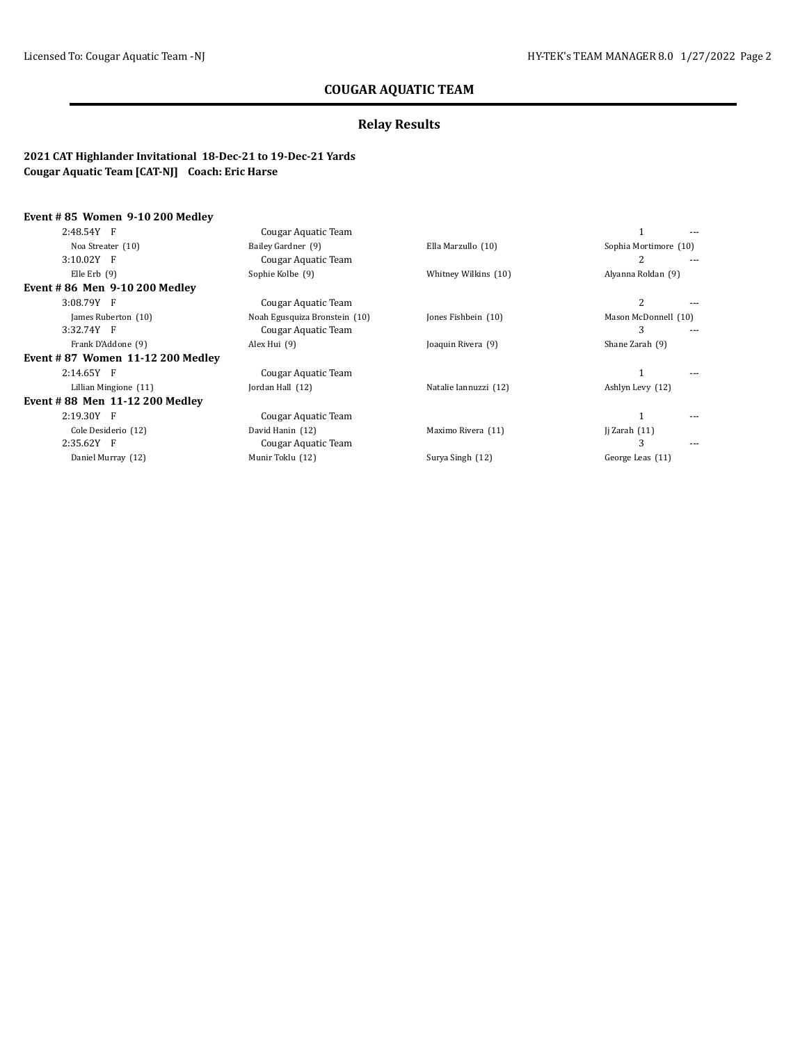## COUGAR AQUATIC TEAM

### Relay Results

**2021 CAT Highlander Invitational 18-Dec-21 to 19-Dec-21 Yards**
**Cougar Aquatic Team [CAT-NJ] Coach: Eric Harse**

**Event # 85 Women 9-10 200 Medley**

| | | | | |
|---|---|---|---|---|
| 2:48.54Y F | Cougar Aquatic Team | | 1 | --- |
| Noa Streater (10) | Bailey Gardner (9) | Ella Marzullo (10) | Sophia Mortimore (10) | |
| 3:10.02Y F | Cougar Aquatic Team | | 2 | --- |
| Elle Erb (9) | Sophie Kolbe (9) | Whitney Wilkins (10) | Alyanna Roldan (9) | |

**Event # 86 Men 9-10 200 Medley**

| | | | | |
|---|---|---|---|---|
| 3:08.79Y F | Cougar Aquatic Team | | 2 | --- |
| James Ruberton (10) | Noah Egusquiza Bronstein (10) | Jones Fishbein (10) | Mason McDonnell (10) | |
| 3:32.74Y F | Cougar Aquatic Team | | 3 | --- |
| Frank D'Addone (9) | Alex Hui (9) | Joaquin Rivera (9) | Shane Zarah (9) | |

**Event # 87 Women 11-12 200 Medley**

| | | | | |
|---|---|---|---|---|
| 2:14.65Y F | Cougar Aquatic Team | | 1 | --- |
| Lillian Mingione (11) | Jordan Hall (12) | Natalie Iannuzzi (12) | Ashlyn Levy (12) | |

**Event # 88 Men 11-12 200 Medley**

| | | | | |
|---|---|---|---|---|
| 2:19.30Y F | Cougar Aquatic Team | | 1 | --- |
| Cole Desiderio (12) | David Hanin (12) | Maximo Rivera (11) | Jj Zarah (11) | |
| 2:35.62Y F | Cougar Aquatic Team | | 3 | --- |
| Daniel Murray (12) | Munir Toklu (12) | Surya Singh (12) | George Leas (11) | |